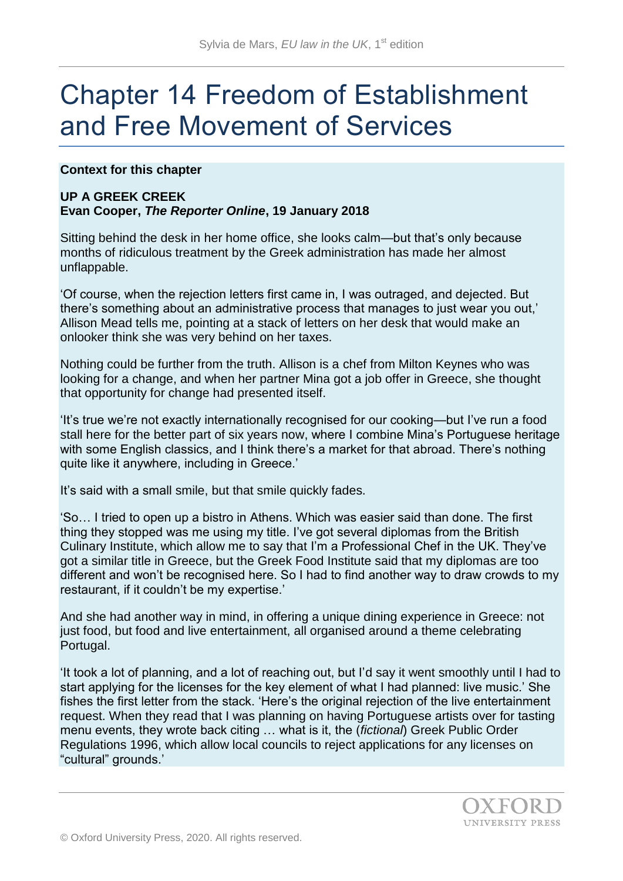# Chapter 14 Freedom of Establishment and Free Movement of Services

**Context for this chapter**

**UP A GREEK CREEK**
**Evan Cooper, *The Reporter Online*, 19 January 2018**

Sitting behind the desk in her home office, she looks calm—but that's only because months of ridiculous treatment by the Greek administration has made her almost unflappable.

'Of course, when the rejection letters first came in, I was outraged, and dejected. But there's something about an administrative process that manages to just wear you out,' Allison Mead tells me, pointing at a stack of letters on her desk that would make an onlooker think she was very behind on her taxes.

Nothing could be further from the truth. Allison is a chef from Milton Keynes who was looking for a change, and when her partner Mina got a job offer in Greece, she thought that opportunity for change had presented itself.

'It's true we're not exactly internationally recognised for our cooking—but I've run a food stall here for the better part of six years now, where I combine Mina's Portuguese heritage with some English classics, and I think there's a market for that abroad. There's nothing quite like it anywhere, including in Greece.'

It's said with a small smile, but that smile quickly fades.

'So… I tried to open up a bistro in Athens. Which was easier said than done. The first thing they stopped was me using my title. I've got several diplomas from the British Culinary Institute, which allow me to say that I'm a Professional Chef in the UK. They've got a similar title in Greece, but the Greek Food Institute said that my diplomas are too different and won't be recognised here. So I had to find another way to draw crowds to my restaurant, if it couldn't be my expertise.'

And she had another way in mind, in offering a unique dining experience in Greece: not just food, but food and live entertainment, all organised around a theme celebrating Portugal.

'It took a lot of planning, and a lot of reaching out, but I'd say it went smoothly until I had to start applying for the licenses for the key element of what I had planned: live music.' She fishes the first letter from the stack. 'Here's the original rejection of the live entertainment request. When they read that I was planning on having Portuguese artists over for tasting menu events, they wrote back citing … what is it, the (*fictional*) Greek Public Order Regulations 1996, which allow local councils to reject applications for any licenses on "cultural" grounds.'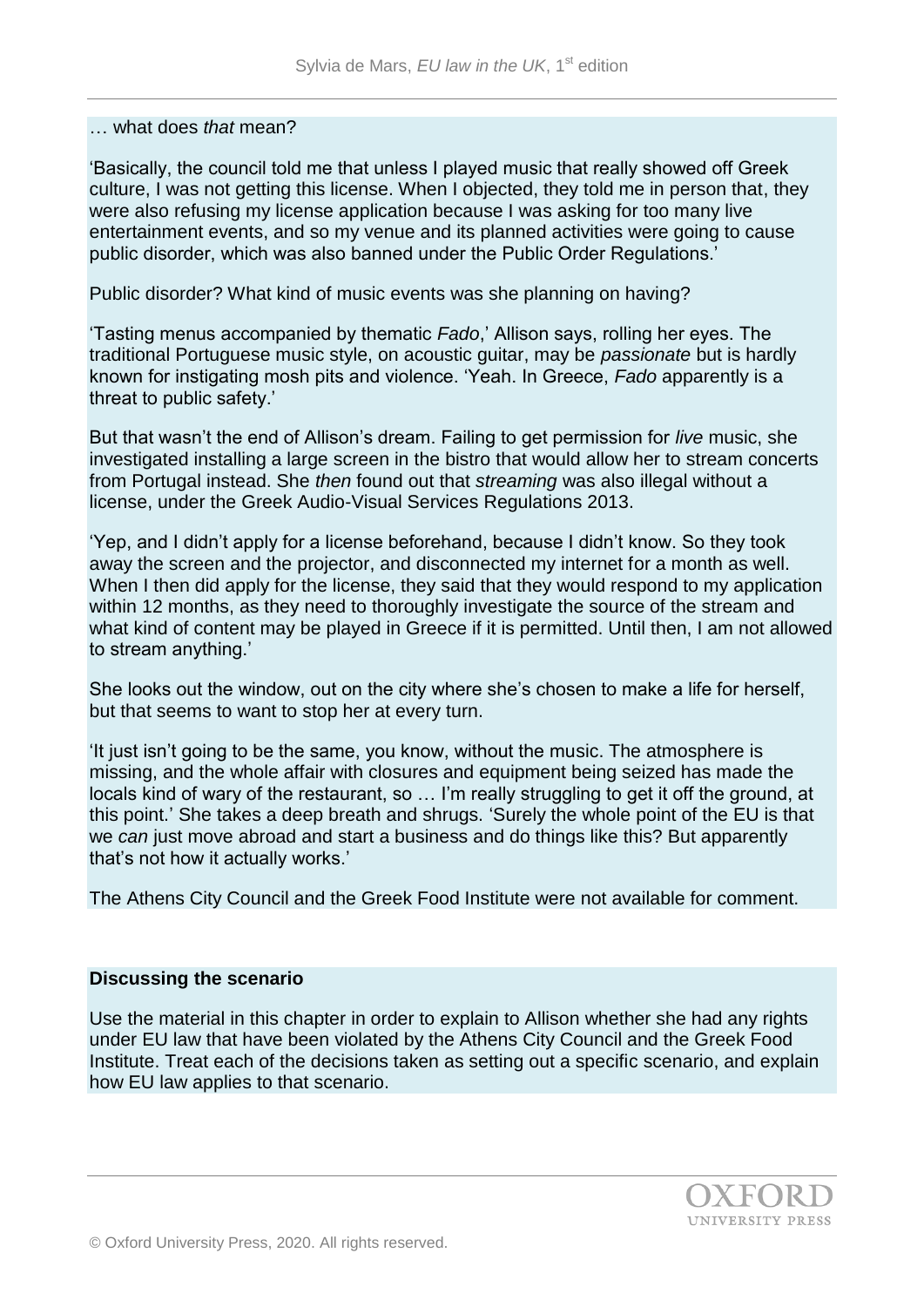… what does *that* mean?

'Basically, the council told me that unless I played music that really showed off Greek culture, I was not getting this license. When I objected, they told me in person that, they were also refusing my license application because I was asking for too many live entertainment events, and so my venue and its planned activities were going to cause public disorder, which was also banned under the Public Order Regulations.'

Public disorder? What kind of music events was she planning on having?

'Tasting menus accompanied by thematic *Fado*,' Allison says, rolling her eyes. The traditional Portuguese music style, on acoustic guitar, may be *passionate* but is hardly known for instigating mosh pits and violence. 'Yeah. In Greece, *Fado* apparently is a threat to public safety.'

But that wasn't the end of Allison's dream. Failing to get permission for *live* music, she investigated installing a large screen in the bistro that would allow her to stream concerts from Portugal instead. She *then* found out that *streaming* was also illegal without a license, under the Greek Audio-Visual Services Regulations 2013.

'Yep, and I didn't apply for a license beforehand, because I didn't know. So they took away the screen and the projector, and disconnected my internet for a month as well. When I then did apply for the license, they said that they would respond to my application within 12 months, as they need to thoroughly investigate the source of the stream and what kind of content may be played in Greece if it is permitted. Until then, I am not allowed to stream anything.'

She looks out the window, out on the city where she's chosen to make a life for herself, but that seems to want to stop her at every turn.

'It just isn't going to be the same, you know, without the music. The atmosphere is missing, and the whole affair with closures and equipment being seized has made the locals kind of wary of the restaurant, so … I'm really struggling to get it off the ground, at this point.' She takes a deep breath and shrugs. 'Surely the whole point of the EU is that we *can* just move abroad and start a business and do things like this? But apparently that's not how it actually works.'

The Athens City Council and the Greek Food Institute were not available for comment.

**Discussing the scenario**

Use the material in this chapter in order to explain to Allison whether she had any rights under EU law that have been violated by the Athens City Council and the Greek Food Institute. Treat each of the decisions taken as setting out a specific scenario, and explain how EU law applies to that scenario.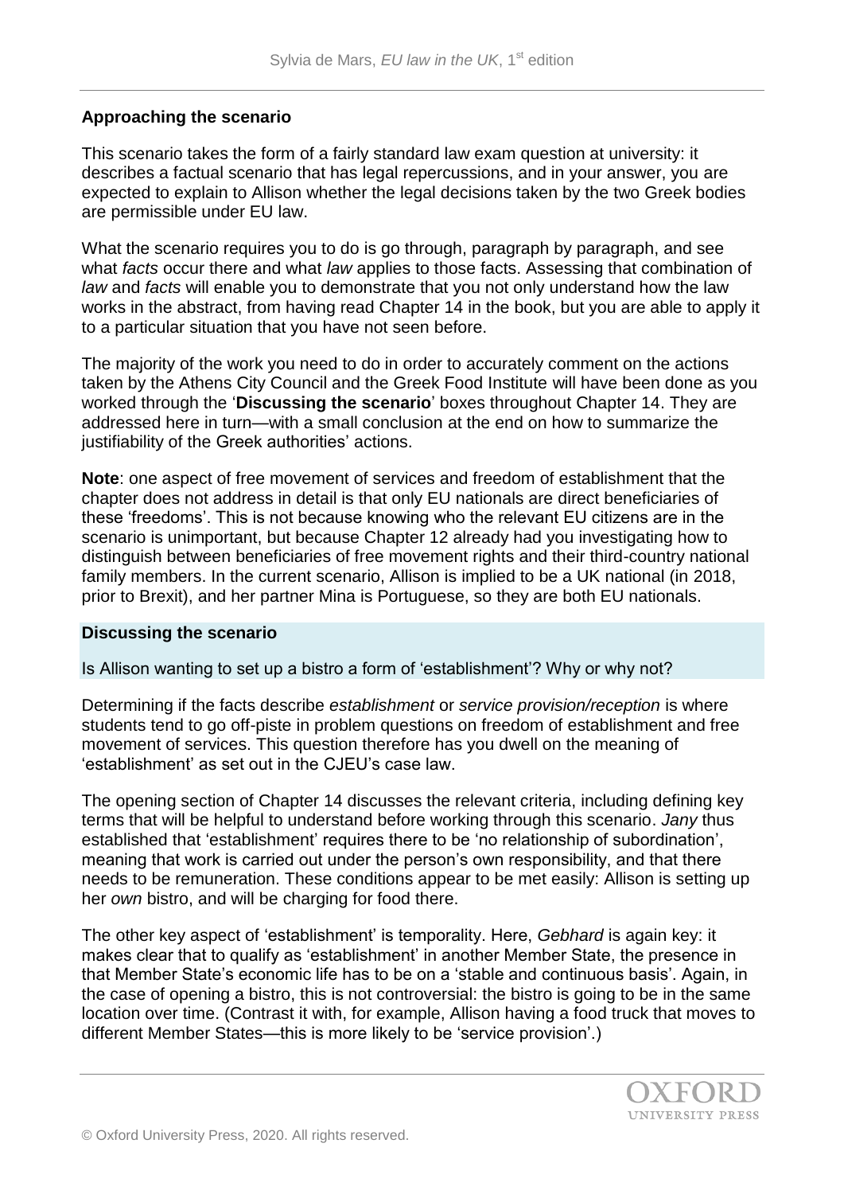### Approaching the scenario

This scenario takes the form of a fairly standard law exam question at university: it describes a factual scenario that has legal repercussions, and in your answer, you are expected to explain to Allison whether the legal decisions taken by the two Greek bodies are permissible under EU law.

What the scenario requires you to do is go through, paragraph by paragraph, and see what *facts* occur there and what *law* applies to those facts. Assessing that combination of *law* and *facts* will enable you to demonstrate that you not only understand how the law works in the abstract, from having read Chapter 14 in the book, but you are able to apply it to a particular situation that you have not seen before.

The majority of the work you need to do in order to accurately comment on the actions taken by the Athens City Council and the Greek Food Institute will have been done as you worked through the '**Discussing the scenario**' boxes throughout Chapter 14. They are addressed here in turn—with a small conclusion at the end on how to summarize the justifiability of the Greek authorities' actions.

**Note**: one aspect of free movement of services and freedom of establishment that the chapter does not address in detail is that only EU nationals are direct beneficiaries of these 'freedoms'. This is not because knowing who the relevant EU citizens are in the scenario is unimportant, but because Chapter 12 already had you investigating how to distinguish between beneficiaries of free movement rights and their third-country national family members. In the current scenario, Allison is implied to be a UK national (in 2018, prior to Brexit), and her partner Mina is Portuguese, so they are both EU nationals.

### Discussing the scenario

Is Allison wanting to set up a bistro a form of 'establishment'? Why or why not?

Determining if the facts describe *establishment* or *service provision/reception* is where students tend to go off-piste in problem questions on freedom of establishment and free movement of services. This question therefore has you dwell on the meaning of 'establishment' as set out in the CJEU's case law.

The opening section of Chapter 14 discusses the relevant criteria, including defining key terms that will be helpful to understand before working through this scenario. *Jany* thus established that 'establishment' requires there to be 'no relationship of subordination', meaning that work is carried out under the person's own responsibility, and that there needs to be remuneration. These conditions appear to be met easily: Allison is setting up her *own* bistro, and will be charging for food there.

The other key aspect of 'establishment' is temporality. Here, *Gebhard* is again key: it makes clear that to qualify as 'establishment' in another Member State, the presence in that Member State's economic life has to be on a 'stable and continuous basis'. Again, in the case of opening a bistro, this is not controversial: the bistro is going to be in the same location over time. (Contrast it with, for example, Allison having a food truck that moves to different Member States—this is more likely to be 'service provision'.)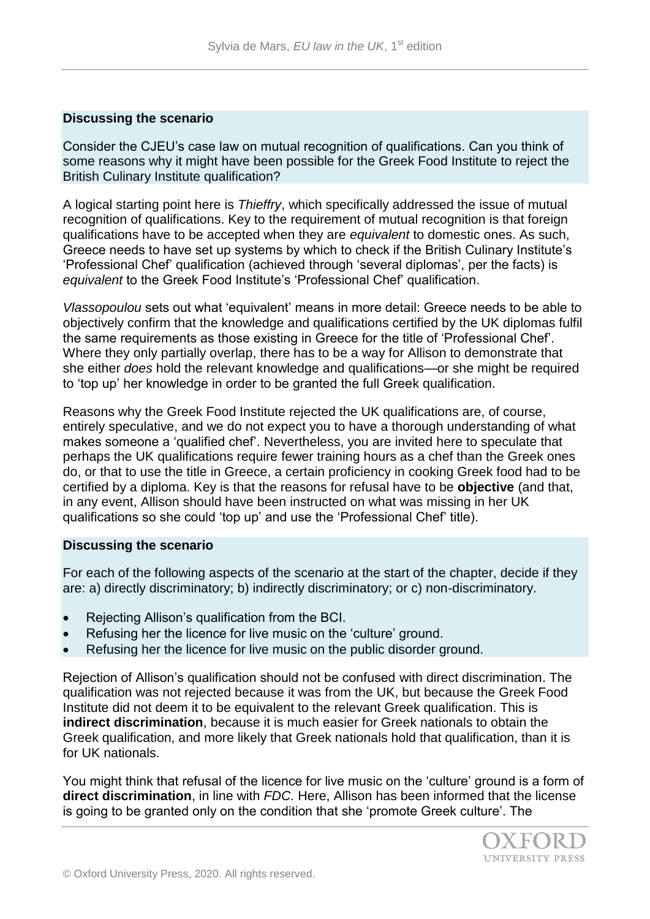**Discussing the scenario**

Consider the CJEU's case law on mutual recognition of qualifications. Can you think of some reasons why it might have been possible for the Greek Food Institute to reject the British Culinary Institute qualification?

A logical starting point here is *Thieffry*, which specifically addressed the issue of mutual recognition of qualifications. Key to the requirement of mutual recognition is that foreign qualifications have to be accepted when they are *equivalent* to domestic ones. As such, Greece needs to have set up systems by which to check if the British Culinary Institute's 'Professional Chef' qualification (achieved through 'several diplomas', per the facts) is *equivalent* to the Greek Food Institute's 'Professional Chef' qualification.

*Vlassopoulou* sets out what 'equivalent' means in more detail: Greece needs to be able to objectively confirm that the knowledge and qualifications certified by the UK diplomas fulfil the same requirements as those existing in Greece for the title of 'Professional Chef'. Where they only partially overlap, there has to be a way for Allison to demonstrate that she either *does* hold the relevant knowledge and qualifications—or she might be required to 'top up' her knowledge in order to be granted the full Greek qualification.

Reasons why the Greek Food Institute rejected the UK qualifications are, of course, entirely speculative, and we do not expect you to have a thorough understanding of what makes someone a 'qualified chef'. Nevertheless, you are invited here to speculate that perhaps the UK qualifications require fewer training hours as a chef than the Greek ones do, or that to use the title in Greece, a certain proficiency in cooking Greek food had to be certified by a diploma. Key is that the reasons for refusal have to be **objective** (and that, in any event, Allison should have been instructed on what was missing in her UK qualifications so she could 'top up' and use the 'Professional Chef' title).

**Discussing the scenario**

For each of the following aspects of the scenario at the start of the chapter, decide if they are: a) directly discriminatory; b) indirectly discriminatory; or c) non-discriminatory.

- Rejecting Allison's qualification from the BCI.
- Refusing her the licence for live music on the 'culture' ground.
- Refusing her the licence for live music on the public disorder ground.

Rejection of Allison's qualification should not be confused with direct discrimination. The qualification was not rejected because it was from the UK, but because the Greek Food Institute did not deem it to be equivalent to the relevant Greek qualification. This is **indirect discrimination**, because it is much easier for Greek nationals to obtain the Greek qualification, and more likely that Greek nationals hold that qualification, than it is for UK nationals.

You might think that refusal of the licence for live music on the 'culture' ground is a form of **direct discrimination**, in line with *FDC.* Here, Allison has been informed that the license is going to be granted only on the condition that she 'promote Greek culture'. The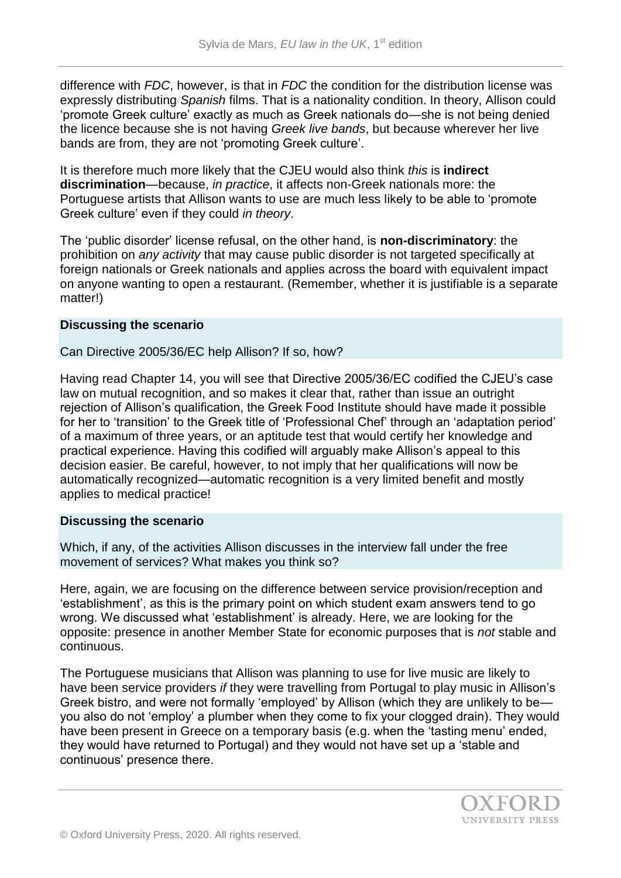difference with *FDC*, however, is that in *FDC* the condition for the distribution license was expressly distributing *Spanish* films. That is a nationality condition. In theory, Allison could 'promote Greek culture' exactly as much as Greek nationals do—she is not being denied the licence because she is not having *Greek live bands*, but because wherever her live bands are from, they are not 'promoting Greek culture'.

It is therefore much more likely that the CJEU would also think *this* is **indirect discrimination**—because, *in practice*, it affects non-Greek nationals more: the Portuguese artists that Allison wants to use are much less likely to be able to 'promote Greek culture' even if they could *in theory*.

The 'public disorder' license refusal, on the other hand, is **non-discriminatory**: the prohibition on *any activity* that may cause public disorder is not targeted specifically at foreign nationals or Greek nationals and applies across the board with equivalent impact on anyone wanting to open a restaurant. (Remember, whether it is justifiable is a separate matter!)

**Discussing the scenario**

Can Directive 2005/36/EC help Allison? If so, how?

Having read Chapter 14, you will see that Directive 2005/36/EC codified the CJEU's case law on mutual recognition, and so makes it clear that, rather than issue an outright rejection of Allison's qualification, the Greek Food Institute should have made it possible for her to 'transition' to the Greek title of 'Professional Chef' through an 'adaptation period' of a maximum of three years, or an aptitude test that would certify her knowledge and practical experience. Having this codified will arguably make Allison's appeal to this decision easier. Be careful, however, to not imply that her qualifications will now be automatically recognized—automatic recognition is a very limited benefit and mostly applies to medical practice!

**Discussing the scenario**

Which, if any, of the activities Allison discusses in the interview fall under the free movement of services? What makes you think so?

Here, again, we are focusing on the difference between service provision/reception and 'establishment', as this is the primary point on which student exam answers tend to go wrong. We discussed what 'establishment' is already. Here, we are looking for the opposite: presence in another Member State for economic purposes that is *not* stable and continuous.

The Portuguese musicians that Allison was planning to use for live music are likely to have been service providers *if* they were travelling from Portugal to play music in Allison's Greek bistro, and were not formally 'employed' by Allison (which they are unlikely to be—you also do not 'employ' a plumber when they come to fix your clogged drain). They would have been present in Greece on a temporary basis (e.g. when the 'tasting menu' ended, they would have returned to Portugal) and they would not have set up a 'stable and continuous' presence there.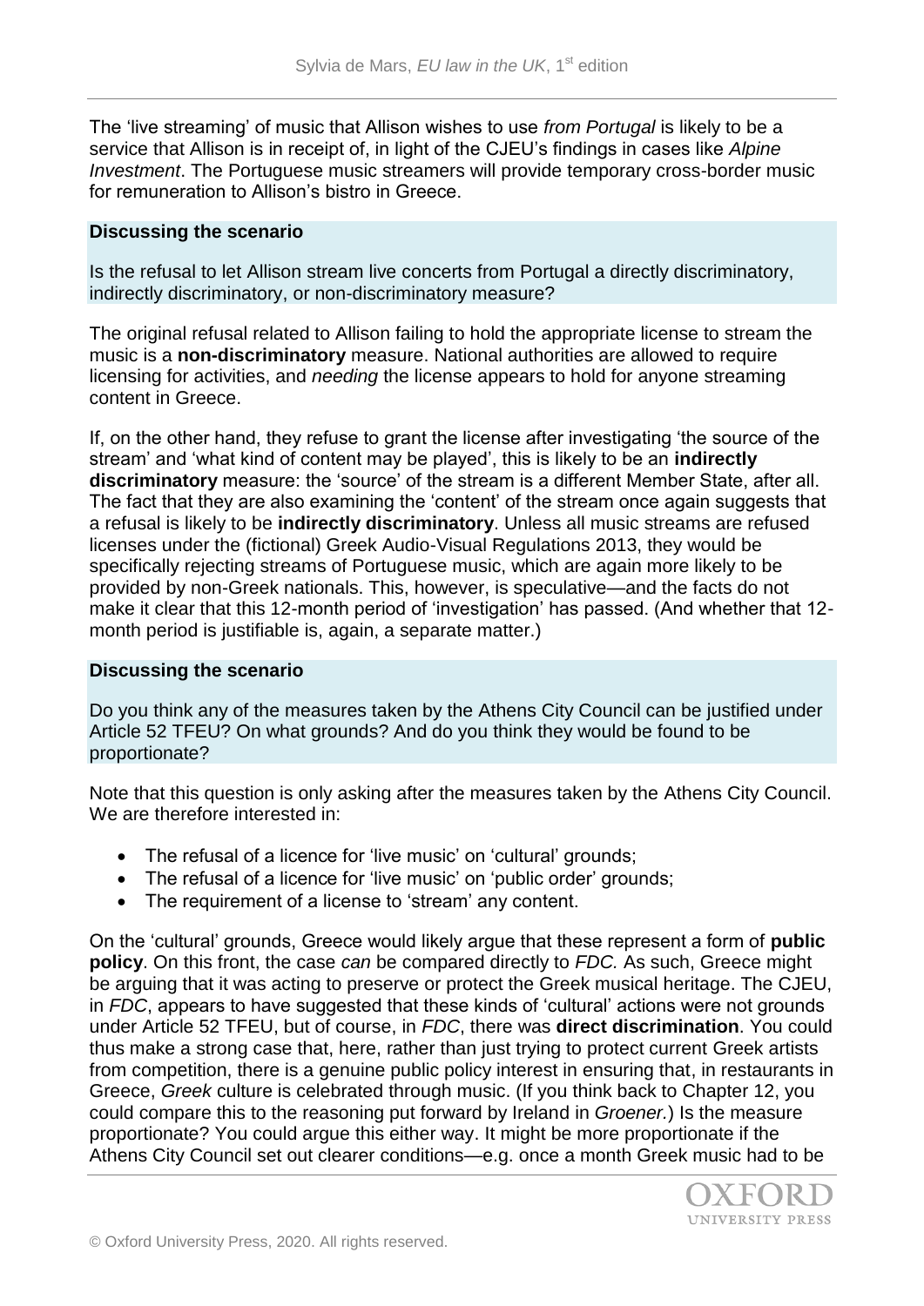The 'live streaming' of music that Allison wishes to use *from Portugal* is likely to be a service that Allison is in receipt of, in light of the CJEU's findings in cases like *Alpine Investment*. The Portuguese music streamers will provide temporary cross-border music for remuneration to Allison's bistro in Greece.

**Discussing the scenario**

Is the refusal to let Allison stream live concerts from Portugal a directly discriminatory, indirectly discriminatory, or non-discriminatory measure?

The original refusal related to Allison failing to hold the appropriate license to stream the music is a **non-discriminatory** measure. National authorities are allowed to require licensing for activities, and *needing* the license appears to hold for anyone streaming content in Greece.

If, on the other hand, they refuse to grant the license after investigating 'the source of the stream' and 'what kind of content may be played', this is likely to be an **indirectly discriminatory** measure: the 'source' of the stream is a different Member State, after all. The fact that they are also examining the 'content' of the stream once again suggests that a refusal is likely to be **indirectly discriminatory**. Unless all music streams are refused licenses under the (fictional) Greek Audio-Visual Regulations 2013, they would be specifically rejecting streams of Portuguese music, which are again more likely to be provided by non-Greek nationals. This, however, is speculative—and the facts do not make it clear that this 12-month period of 'investigation' has passed. (And whether that 12-month period is justifiable is, again, a separate matter.)

**Discussing the scenario**

Do you think any of the measures taken by the Athens City Council can be justified under Article 52 TFEU? On what grounds? And do you think they would be found to be proportionate?

Note that this question is only asking after the measures taken by the Athens City Council. We are therefore interested in:

- The refusal of a licence for 'live music' on 'cultural' grounds;
- The refusal of a licence for 'live music' on 'public order' grounds;
- The requirement of a license to 'stream' any content.

On the 'cultural' grounds, Greece would likely argue that these represent a form of **public policy**. On this front, the case *can* be compared directly to *FDC.* As such, Greece might be arguing that it was acting to preserve or protect the Greek musical heritage. The CJEU, in *FDC*, appears to have suggested that these kinds of 'cultural' actions were not grounds under Article 52 TFEU, but of course, in *FDC*, there was **direct discrimination**. You could thus make a strong case that, here, rather than just trying to protect current Greek artists from competition, there is a genuine public policy interest in ensuring that, in restaurants in Greece, *Greek* culture is celebrated through music. (If you think back to Chapter 12, you could compare this to the reasoning put forward by Ireland in *Groener.*) Is the measure proportionate? You could argue this either way. It might be more proportionate if the Athens City Council set out clearer conditions—e.g. once a month Greek music had to be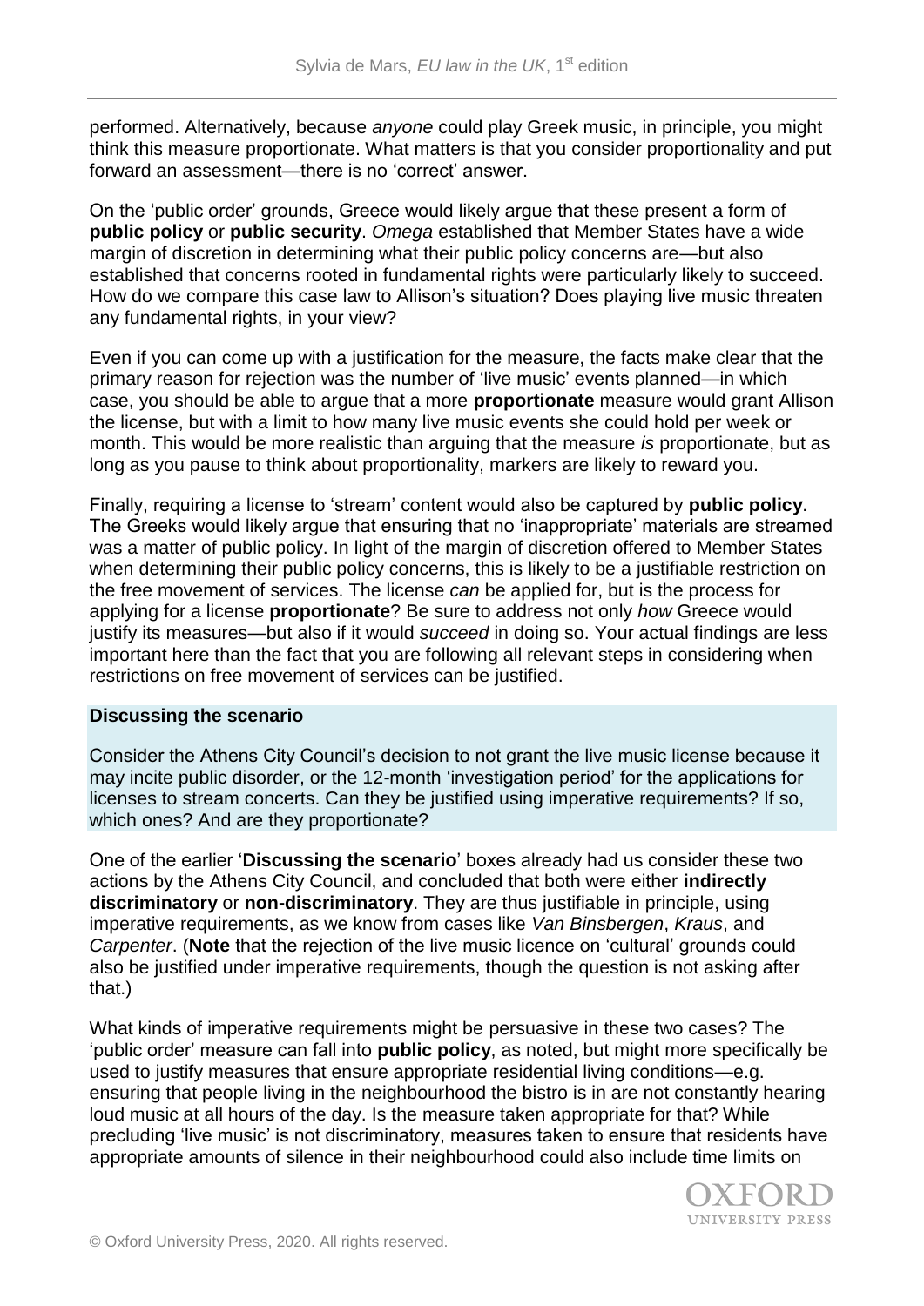performed. Alternatively, because *anyone* could play Greek music, in principle, you might think this measure proportionate. What matters is that you consider proportionality and put forward an assessment—there is no 'correct' answer.

On the 'public order' grounds, Greece would likely argue that these present a form of **public policy** or **public security**. *Omega* established that Member States have a wide margin of discretion in determining what their public policy concerns are—but also established that concerns rooted in fundamental rights were particularly likely to succeed. How do we compare this case law to Allison's situation? Does playing live music threaten any fundamental rights, in your view?

Even if you can come up with a justification for the measure, the facts make clear that the primary reason for rejection was the number of 'live music' events planned—in which case, you should be able to argue that a more **proportionate** measure would grant Allison the license, but with a limit to how many live music events she could hold per week or month. This would be more realistic than arguing that the measure *is* proportionate, but as long as you pause to think about proportionality, markers are likely to reward you.

Finally, requiring a license to 'stream' content would also be captured by **public policy**. The Greeks would likely argue that ensuring that no 'inappropriate' materials are streamed was a matter of public policy. In light of the margin of discretion offered to Member States when determining their public policy concerns, this is likely to be a justifiable restriction on the free movement of services. The license *can* be applied for, but is the process for applying for a license **proportionate**? Be sure to address not only *how* Greece would justify its measures—but also if it would *succeed* in doing so. Your actual findings are less important here than the fact that you are following all relevant steps in considering when restrictions on free movement of services can be justified.

**Discussing the scenario**

Consider the Athens City Council's decision to not grant the live music license because it may incite public disorder, or the 12-month 'investigation period' for the applications for licenses to stream concerts. Can they be justified using imperative requirements? If so, which ones? And are they proportionate?

One of the earlier '**Discussing the scenario**' boxes already had us consider these two actions by the Athens City Council, and concluded that both were either **indirectly discriminatory** or **non-discriminatory**. They are thus justifiable in principle, using imperative requirements, as we know from cases like *Van Binsbergen*, *Kraus*, and *Carpenter*. (**Note** that the rejection of the live music licence on 'cultural' grounds could also be justified under imperative requirements, though the question is not asking after that.)

What kinds of imperative requirements might be persuasive in these two cases? The 'public order' measure can fall into **public policy**, as noted, but might more specifically be used to justify measures that ensure appropriate residential living conditions—e.g. ensuring that people living in the neighbourhood the bistro is in are not constantly hearing loud music at all hours of the day. Is the measure taken appropriate for that? While precluding 'live music' is not discriminatory, measures taken to ensure that residents have appropriate amounts of silence in their neighbourhood could also include time limits on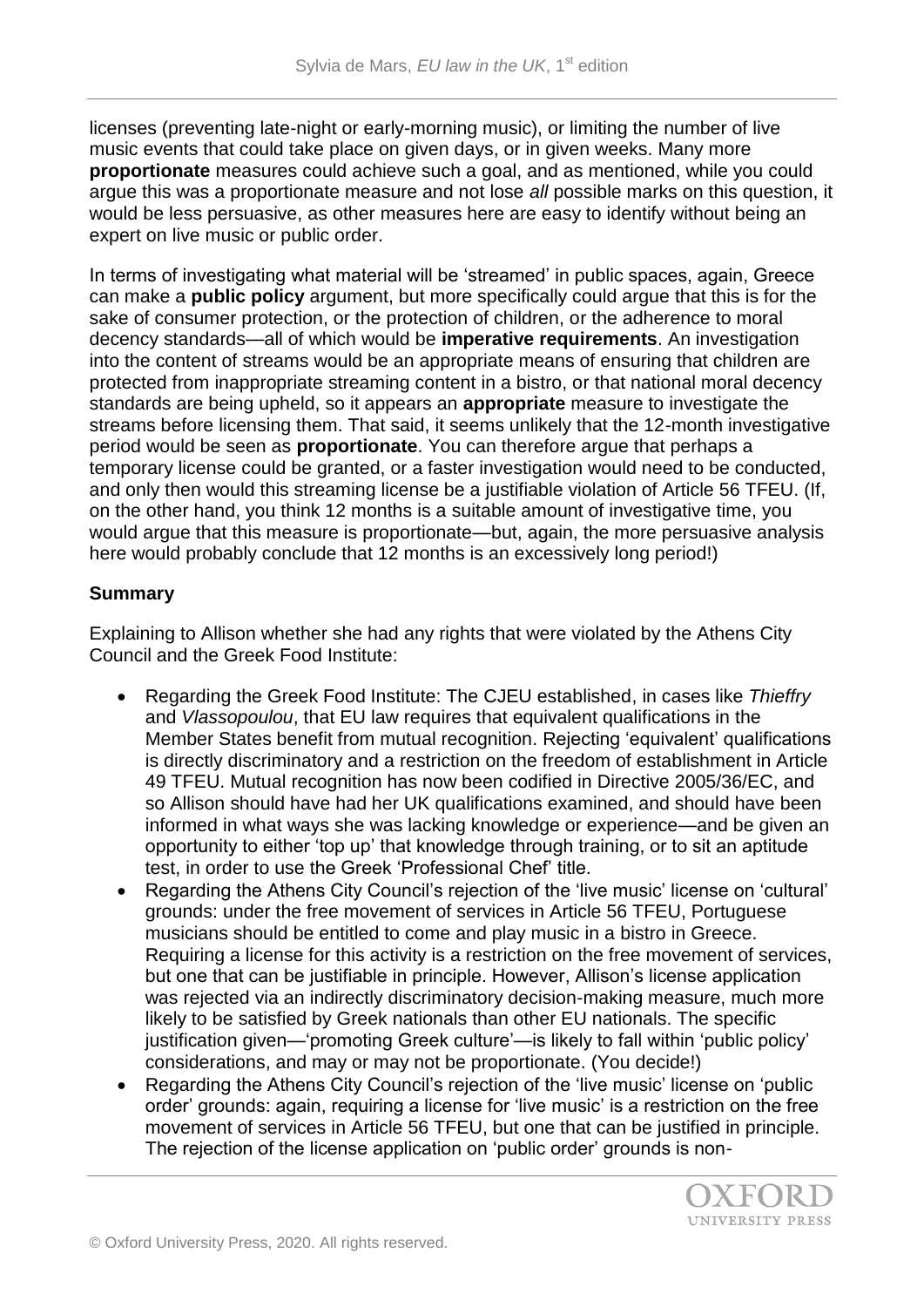licenses (preventing late-night or early-morning music), or limiting the number of live music events that could take place on given days, or in given weeks. Many more **proportionate** measures could achieve such a goal, and as mentioned, while you could argue this was a proportionate measure and not lose *all* possible marks on this question, it would be less persuasive, as other measures here are easy to identify without being an expert on live music or public order.

In terms of investigating what material will be 'streamed' in public spaces, again, Greece can make a **public policy** argument, but more specifically could argue that this is for the sake of consumer protection, or the protection of children, or the adherence to moral decency standards—all of which would be **imperative requirements**. An investigation into the content of streams would be an appropriate means of ensuring that children are protected from inappropriate streaming content in a bistro, or that national moral decency standards are being upheld, so it appears an **appropriate** measure to investigate the streams before licensing them. That said, it seems unlikely that the 12-month investigative period would be seen as **proportionate**. You can therefore argue that perhaps a temporary license could be granted, or a faster investigation would need to be conducted, and only then would this streaming license be a justifiable violation of Article 56 TFEU. (If, on the other hand, you think 12 months is a suitable amount of investigative time, you would argue that this measure is proportionate—but, again, the more persuasive analysis here would probably conclude that 12 months is an excessively long period!)

**Summary**

Explaining to Allison whether she had any rights that were violated by the Athens City Council and the Greek Food Institute:

- Regarding the Greek Food Institute: The CJEU established, in cases like *Thieffry* and *Vlassopoulou*, that EU law requires that equivalent qualifications in the Member States benefit from mutual recognition. Rejecting 'equivalent' qualifications is directly discriminatory and a restriction on the freedom of establishment in Article 49 TFEU. Mutual recognition has now been codified in Directive 2005/36/EC, and so Allison should have had her UK qualifications examined, and should have been informed in what ways she was lacking knowledge or experience—and be given an opportunity to either 'top up' that knowledge through training, or to sit an aptitude test, in order to use the Greek 'Professional Chef' title.
- Regarding the Athens City Council's rejection of the 'live music' license on 'cultural' grounds: under the free movement of services in Article 56 TFEU, Portuguese musicians should be entitled to come and play music in a bistro in Greece. Requiring a license for this activity is a restriction on the free movement of services, but one that can be justifiable in principle. However, Allison's license application was rejected via an indirectly discriminatory decision-making measure, much more likely to be satisfied by Greek nationals than other EU nationals. The specific justification given—'promoting Greek culture'—is likely to fall within 'public policy' considerations, and may or may not be proportionate. (You decide!)
- Regarding the Athens City Council's rejection of the 'live music' license on 'public order' grounds: again, requiring a license for 'live music' is a restriction on the free movement of services in Article 56 TFEU, but one that can be justified in principle. The rejection of the license application on 'public order' grounds is non-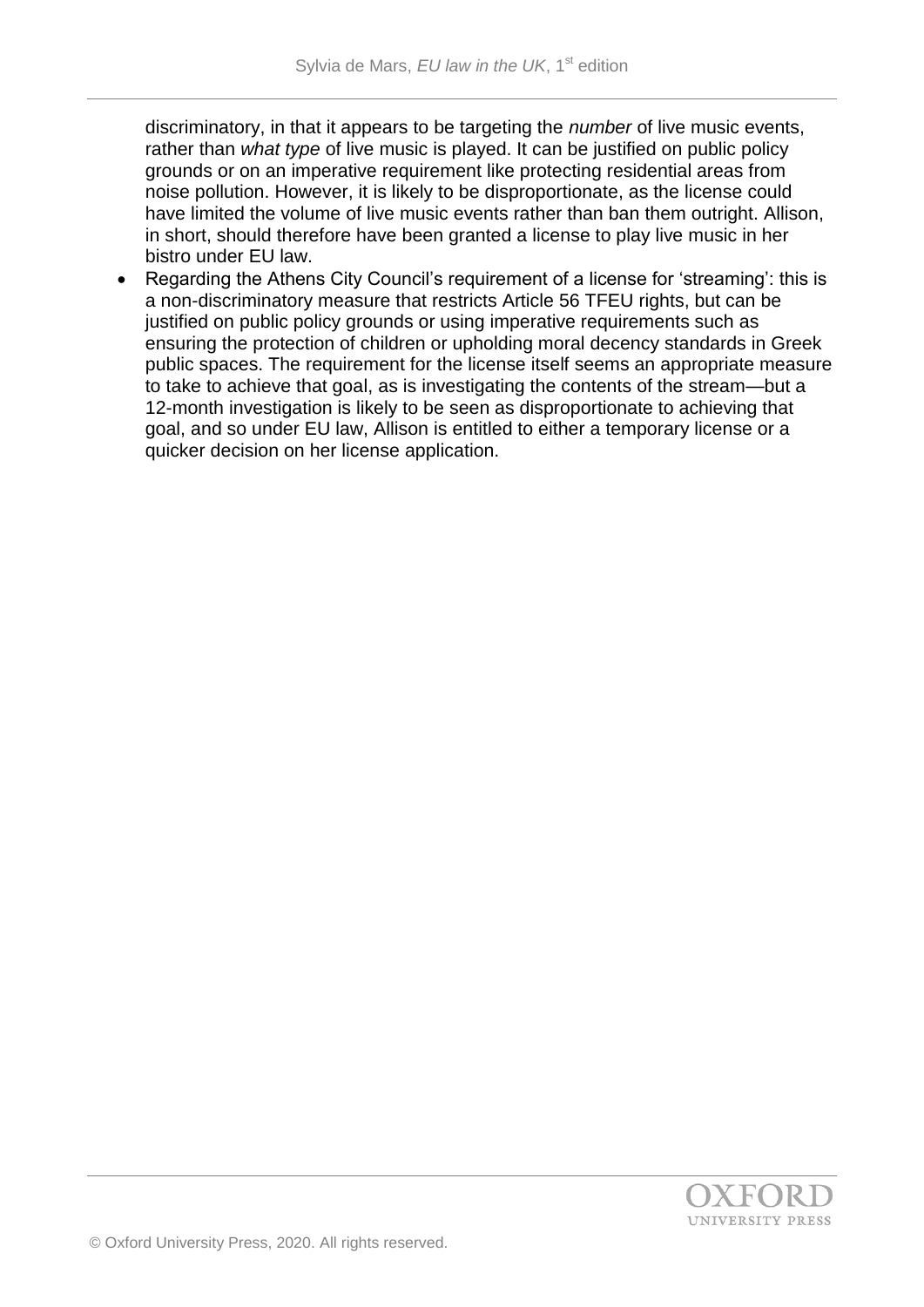discriminatory, in that it appears to be targeting the *number* of live music events, rather than *what type* of live music is played. It can be justified on public policy grounds or on an imperative requirement like protecting residential areas from noise pollution. However, it is likely to be disproportionate, as the license could have limited the volume of live music events rather than ban them outright. Allison, in short, should therefore have been granted a license to play live music in her bistro under EU law.

- Regarding the Athens City Council's requirement of a license for 'streaming': this is a non-discriminatory measure that restricts Article 56 TFEU rights, but can be justified on public policy grounds or using imperative requirements such as ensuring the protection of children or upholding moral decency standards in Greek public spaces. The requirement for the license itself seems an appropriate measure to take to achieve that goal, as is investigating the contents of the stream—but a 12-month investigation is likely to be seen as disproportionate to achieving that goal, and so under EU law, Allison is entitled to either a temporary license or a quicker decision on her license application.